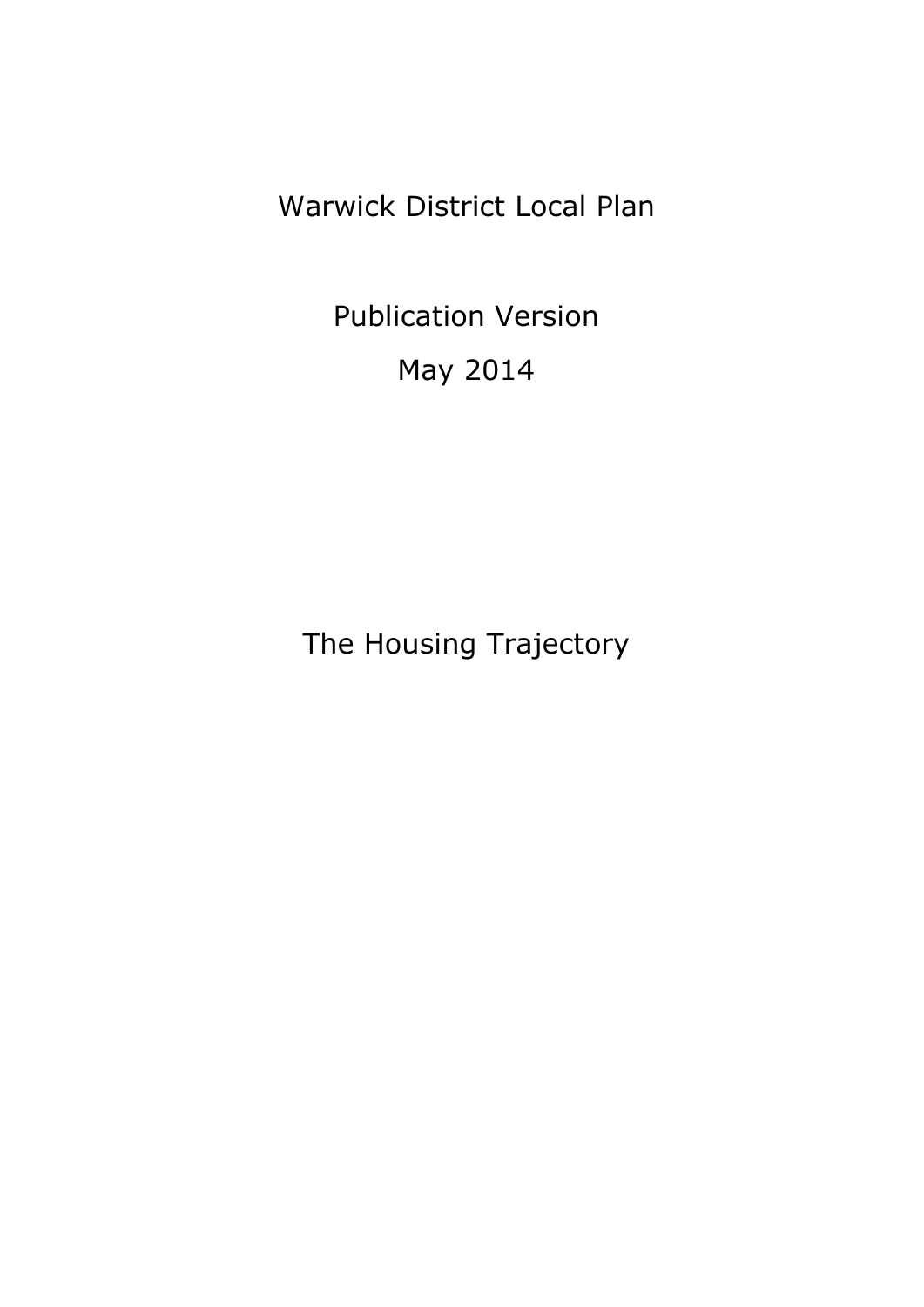# Warwick District Local Plan

## Publication Version

## May 2014

# The Housing Trajectory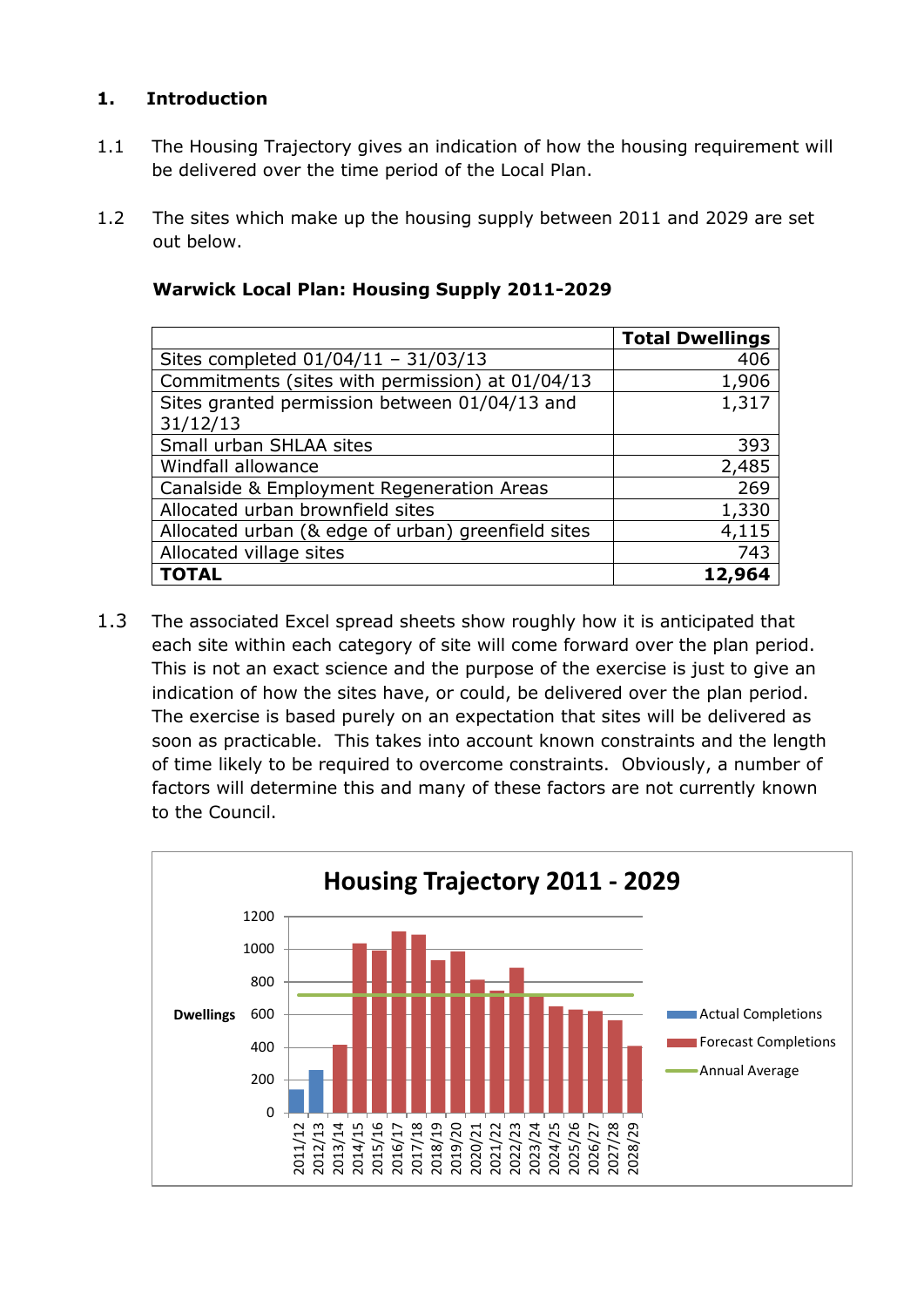# 1. Introduction

1.1 The Housing Trajectory gives an indication of how the housing requirement will be delivered over the time period of the Local Plan.

1.2 The sites which make up the housing supply between 2011 and 2029 are set out below.

**Warwick Local Plan: Housing Supply 2011-2029**

| | **Total Dwellings** |
|---|---:|
| Sites completed 01/04/11 – 31/03/13 | 406 |
| Commitments (sites with permission) at 01/04/13 | 1,906 |
| Sites granted permission between 01/04/13 and 31/12/13 | 1,317 |
| Small urban SHLAA sites | 393 |
| Windfall allowance | 2,485 |
| Canalside & Employment Regeneration Areas | 269 |
| Allocated urban brownfield sites | 1,330 |
| Allocated urban (& edge of urban) greenfield sites | 4,115 |
| Allocated village sites | 743 |
| **TOTAL** | **12,964** |

1.3 The associated Excel spread sheets show roughly how it is anticipated that each site within each category of site will come forward over the plan period. This is not an exact science and the purpose of the exercise is just to give an indication of how the sites have, or could, be delivered over the plan period. The exercise is based purely on an expectation that sites will be delivered as soon as practicable. This takes into account known constraints and the length of time likely to be required to overcome constraints. Obviously, a number of factors will determine this and many of these factors are not currently known to the Council.

**Housing Trajectory 2011 - 2029**

Dwellings: 0–1200 by year 2011/12 to 2028/29. Legend: Actual Completions, Forecast Completions, Annual Average.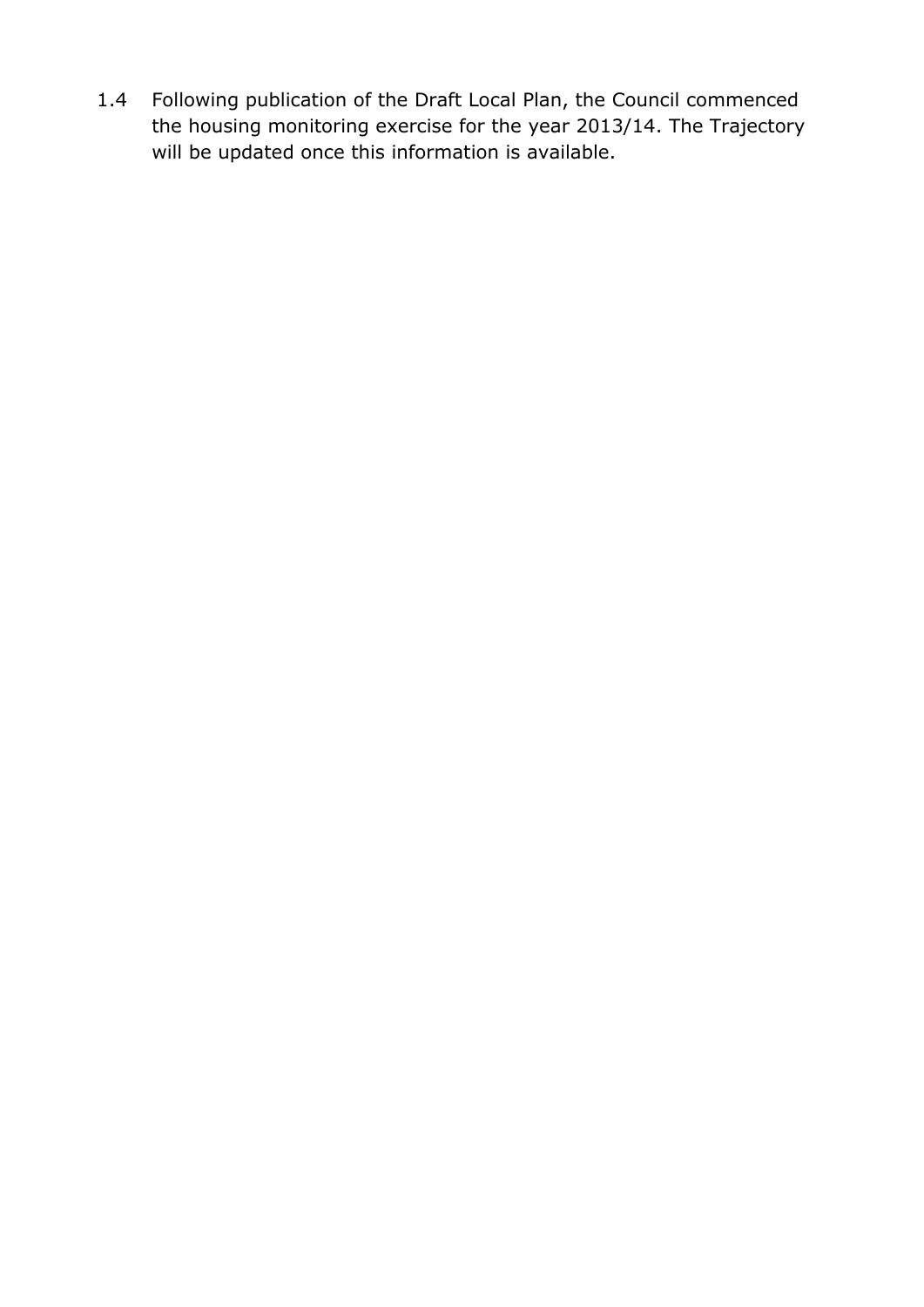1.4 Following publication of the Draft Local Plan, the Council commenced the housing monitoring exercise for the year 2013/14. The Trajectory will be updated once this information is available.